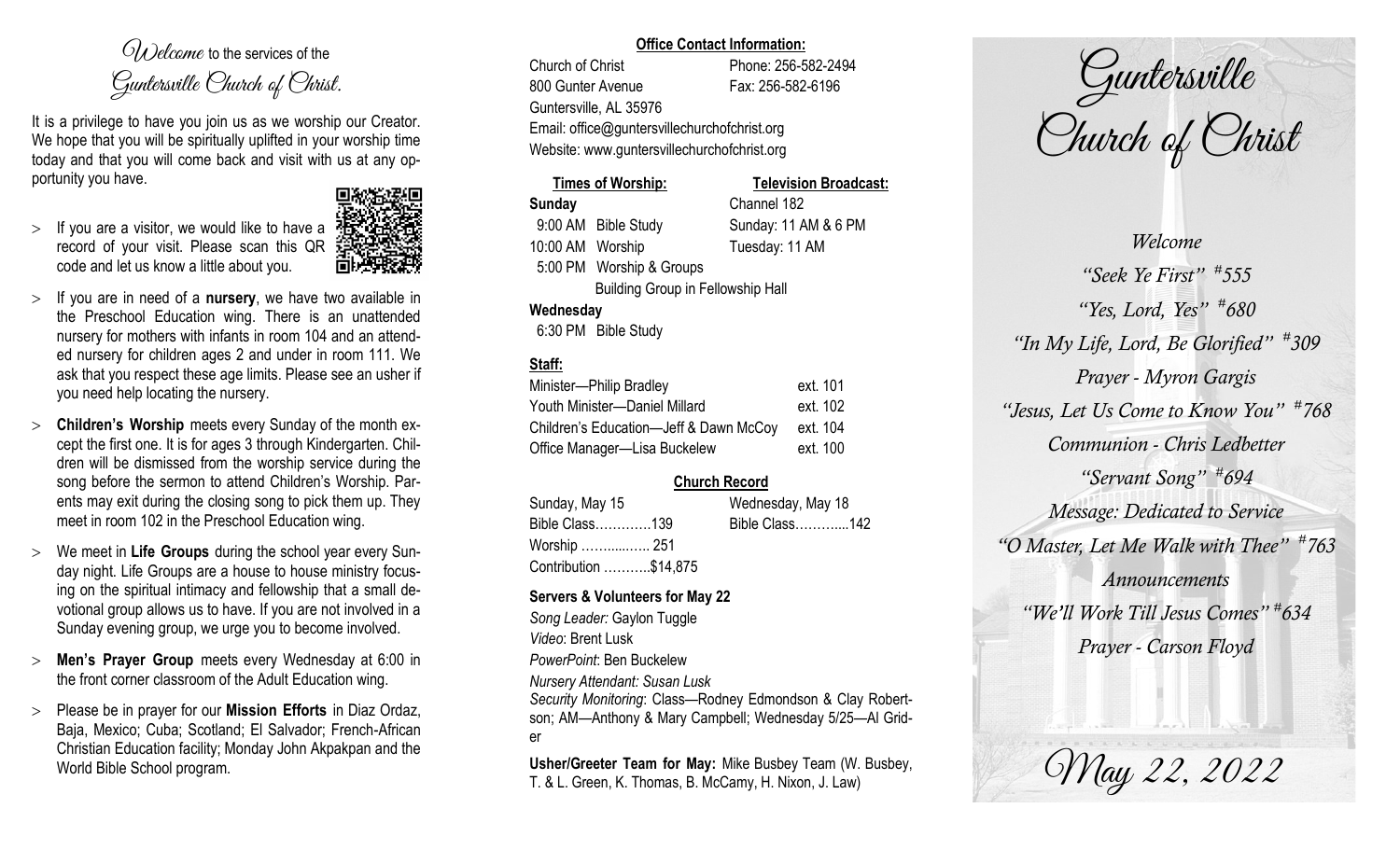# *Welcome* to the services of the Guntersville Church of Christ.

It is a privilege to have you join us as we worship our Creator. We hope that you will be spiritually uplifted in your worship time today and that you will come back and visit with us at any opportunity you have.

- If you are a visitor, we would like to have a record of your visit. Please scan this QR code and let us know a little about you.
- If you are in need of a **nursery**, we have two available in the Preschool Education wing. There is an unattended nursery for mothers with infants in room 104 and an attended nursery for children ages 2 and under in room 111. We ask that you respect these age limits. Please see an usher if you need help locating the nursery.
- **Children's Worship** meets every Sunday of the month except the first one. It is for ages 3 through Kindergarten. Children will be dismissed from the worship service during the song before the sermon to attend Children's Worship. Parents may exit during the closing song to pick them up. They meet in room 102 in the Preschool Education wing.
- We meet in **Life Groups** during the school year every Sunday night. Life Groups are a house to house ministry focusing on the spiritual intimacy and fellowship that a small devotional group allows us to have. If you are not involved in a Sunday evening group, we urge you to become involved.
- **Men's Prayer Group** meets every Wednesday at 6:00 in the front corner classroom of the Adult Education wing.
- Please be in prayer for our **Mission Efforts** in Diaz Ordaz, Baja, Mexico; Cuba; Scotland; El Salvador; French-African Christian Education facility; Monday John Akpakpan and the World Bible School program.

**Office Contact Information:**

Church of Christ
800 Gunter Avenue
Guntersville, AL 35976
Phone: 256-582-2494
Fax: 256-582-6196
Email: office@guntersvillechurchofchrist.org
Website: www.guntersvillechurchofchrist.org

**Times of Worship:**

**Sunday**
9:00 AM Bible Study
10:00 AM Worship
5:00 PM Worship & Groups
Building Group in Fellowship Hall

**Wednesday**
6:30 PM Bible Study

**Television Broadcast:**

Channel 182
Sunday: 11 AM & 6 PM
Tuesday: 11 AM

**Staff:**

| | |
|---|---|
| Minister—Philip Bradley | ext. 101 |
| Youth Minister—Daniel Millard | ext. 102 |
| Children's Education—Jeff & Dawn McCoy | ext. 104 |
| Office Manager—Lisa Buckelew | ext. 100 |

**Church Record**

| Sunday, May 15 | Wednesday, May 18 |
|---|---|
| Bible Class…………139 | Bible Class………...142 |
| Worship …….....….. 251 | |
| Contribution ………..$14,875 | |

**Servers & Volunteers for May 22**

*Song Leader:* Gaylon Tuggle
*Video*: Brent Lusk
*PowerPoint*: Ben Buckelew
*Nursery Attendant: Susan Lusk*
*Security Monitoring*: Class—Rodney Edmondson & Clay Robertson; AM—Anthony & Mary Campbell; Wednesday 5/25—Al Grider

**Usher/Greeter Team for May:** Mike Busbey Team (W. Busbey, T. & L. Green, K. Thomas, B. McCamy, H. Nixon, J. Law)

# Guntersville Church of Christ

*Welcome*

*"Seek Ye First" #555*

*"Yes, Lord, Yes" #680*

*"In My Life, Lord, Be Glorified" #309*

*Prayer - Myron Gargis*

*"Jesus, Let Us Come to Know You" #768*

*Communion - Chris Ledbetter*

*"Servant Song" #694*

*Message: Dedicated to Service*

*"O Master, Let Me Walk with Thee" #763*

*Announcements*

*"We'll Work Till Jesus Comes" #634*

*Prayer - Carson Floyd*

*May 22, 2022*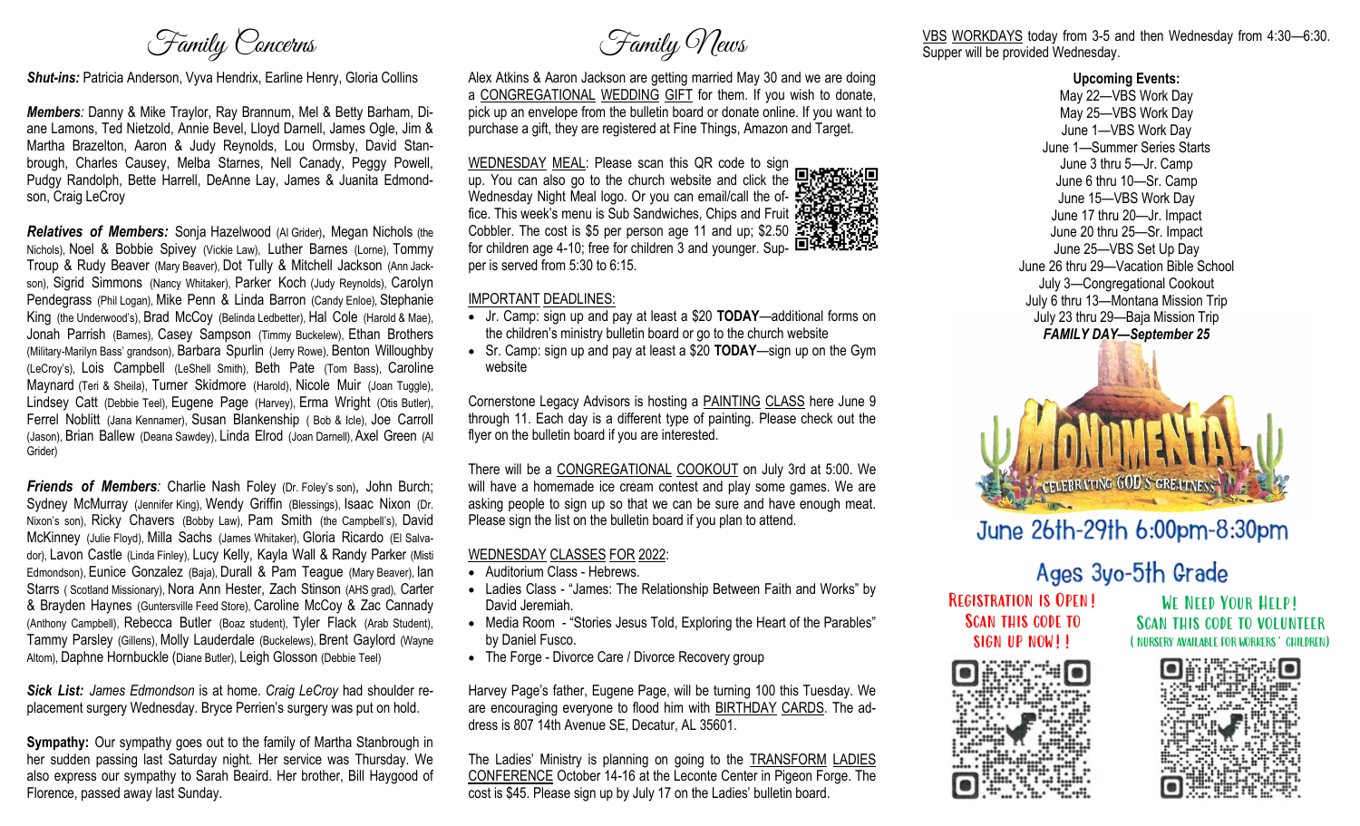# Family Concerns

***Shut-ins:*** Patricia Anderson, Vyva Hendrix, Earline Henry, Gloria Collins

***Members:*** Danny & Mike Traylor, Ray Brannum, Mel & Betty Barham, Diane Lamons, Ted Nietzold, Annie Bevel, Lloyd Darnell, James Ogle, Jim & Martha Brazelton, Aaron & Judy Reynolds, Lou Ormsby, David Stanbrough, Charles Causey, Melba Starnes, Nell Canady, Peggy Powell, Pudgy Randolph, Bette Harrell, DeAnne Lay, James & Juanita Edmondson, Craig LeCroy

***Relatives of Members:*** Sonja Hazelwood (Al Grider), Megan Nichols (the Nichols), Noel & Bobbie Spivey (Vickie Law), Luther Barnes (Lorne), Tommy Troup & Rudy Beaver (Mary Beaver), Dot Tully & Mitchell Jackson (Ann Jackson), Sigrid Simmons (Nancy Whitaker), Parker Koch (Judy Reynolds), Carolyn Pendegrass (Phil Logan), Mike Penn & Linda Barron (Candy Enloe), Stephanie King (the Underwood's), Brad McCoy (Belinda Ledbetter), Hal Cole (Harold & Mae), Jonah Parrish (Barnes), Casey Sampson (Timmy Buckelew), Ethan Brothers (Military-Marilyn Bass' grandson), Barbara Spurlin (Jerry Rowe), Benton Willoughby (LeCroy's), Lois Campbell (LeShell Smith), Beth Pate (Tom Bass), Caroline Maynard (Teri & Sheila), Turner Skidmore (Harold), Nicole Muir (Joan Tuggle), Lindsey Catt (Debbie Teel), Eugene Page (Harvey), Erma Wright (Otis Butler), Ferrel Noblitt (Jana Kennamer), Susan Blankenship ( Bob & Icle), Joe Carroll (Jason), Brian Ballew (Deana Sawdey), Linda Elrod (Joan Darnell), Axel Green (Al Grider)

***Friends of Members:*** Charlie Nash Foley (Dr. Foley's son), John Burch; Sydney McMurray (Jennifer King), Wendy Griffin (Blessings), Isaac Nixon (Dr. Nixon's son), Ricky Chavers (Bobby Law), Pam Smith (the Campbell's), David McKinney (Julie Floyd), Milla Sachs (James Whitaker), Gloria Ricardo (El Salvador), Lavon Castle (Linda Finley), Lucy Kelly, Kayla Wall & Randy Parker (Misti Edmondson), Eunice Gonzalez (Baja), Durall & Pam Teague (Mary Beaver), Ian Starrs ( Scotland Missionary), Nora Ann Hester, Zach Stinson (AHS grad), Carter & Brayden Haynes (Guntersville Feed Store), Caroline McCoy & Zac Cannady (Anthony Campbell), Rebecca Butler (Boaz student), Tyler Flack (Arab Student), Tammy Parsley (Gillens), Molly Lauderdale (Buckelews), Brent Gaylord (Wayne Altom), Daphne Hornbuckle (Diane Butler), Leigh Glosson (Debbie Teel)

***Sick List:*** *James Edmondson* is at home. *Craig LeCroy* had shoulder replacement surgery Wednesday. Bryce Perrien's surgery was put on hold.

**Sympathy:** Our sympathy goes out to the family of Martha Stanbrough in her sudden passing last Saturday night. Her service was Thursday. We also express our sympathy to Sarah Beaird. Her brother, Bill Haygood of Florence, passed away last Sunday.

# Family News

Alex Atkins & Aaron Jackson are getting married May 30 and we are doing a CONGREGATIONAL WEDDING GIFT for them. If you wish to donate, pick up an envelope from the bulletin board or donate online. If you want to purchase a gift, they are registered at Fine Things, Amazon and Target.

WEDNESDAY MEAL: Please scan this QR code to sign up. You can also go to the church website and click the Wednesday Night Meal logo. Or you can email/call the office. This week's menu is Sub Sandwiches, Chips and Fruit Cobbler. The cost is $5 per person age 11 and up; $2.50 for children age 4-10; free for children 3 and younger. Supper is served from 5:30 to 6:15.

IMPORTANT DEADLINES:

- Jr. Camp: sign up and pay at least a $20 **TODAY**—additional forms on the children's ministry bulletin board or go to the church website
- Sr. Camp: sign up and pay at least a $20 **TODAY**—sign up on the Gym website

Cornerstone Legacy Advisors is hosting a PAINTING CLASS here June 9 through 11. Each day is a different type of painting. Please check out the flyer on the bulletin board if you are interested.

There will be a CONGREGATIONAL COOKOUT on July 3rd at 5:00. We will have a homemade ice cream contest and play some games. We are asking people to sign up so that we can be sure and have enough meat. Please sign the list on the bulletin board if you plan to attend.

WEDNESDAY CLASSES FOR 2022:

- Auditorium Class - Hebrews.
- Ladies Class - "James: The Relationship Between Faith and Works" by David Jeremiah.
- Media Room - "Stories Jesus Told, Exploring the Heart of the Parables" by Daniel Fusco.
- The Forge - Divorce Care / Divorce Recovery group

Harvey Page's father, Eugene Page, will be turning 100 this Tuesday. We are encouraging everyone to flood him with BIRTHDAY CARDS. The address is 807 14th Avenue SE, Decatur, AL 35601.

The Ladies' Ministry is planning on going to the TRANSFORM LADIES CONFERENCE October 14-16 at the Leconte Center in Pigeon Forge. The cost is $45. Please sign up by July 17 on the Ladies' bulletin board.

VBS WORKDAYS today from 3-5 and then Wednesday from 4:30—6:30. Supper will be provided Wednesday.

**Upcoming Events:**

May 22—VBS Work Day
May 25—VBS Work Day
June 1—VBS Work Day
June 1—Summer Series Starts
June 3 thru 5—Jr. Camp
June 6 thru 10—Sr. Camp
June 15—VBS Work Day
June 17 thru 20—Jr. Impact
June 20 thru 25—Sr. Impact
June 25—VBS Set Up Day
June 26 thru 29—Vacation Bible School
July 3—Congregational Cookout
July 6 thru 13—Montana Mission Trip
July 23 thru 29—Baja Mission Trip
***FAMILY DAY—September 25***

MONUMENTAL
CELEBRATING GOD'S GREATNESS

June 26th-29th 6:00pm-8:30pm

Ages 3yo-5th Grade

REGISTRATION IS OPEN! SCAN THIS CODE TO SIGN UP NOW!!

WE NEED YOUR HELP! SCAN THIS CODE TO VOLUNTEER (NURSERY AVAILABLE FOR WORKERS' CHILDREN)